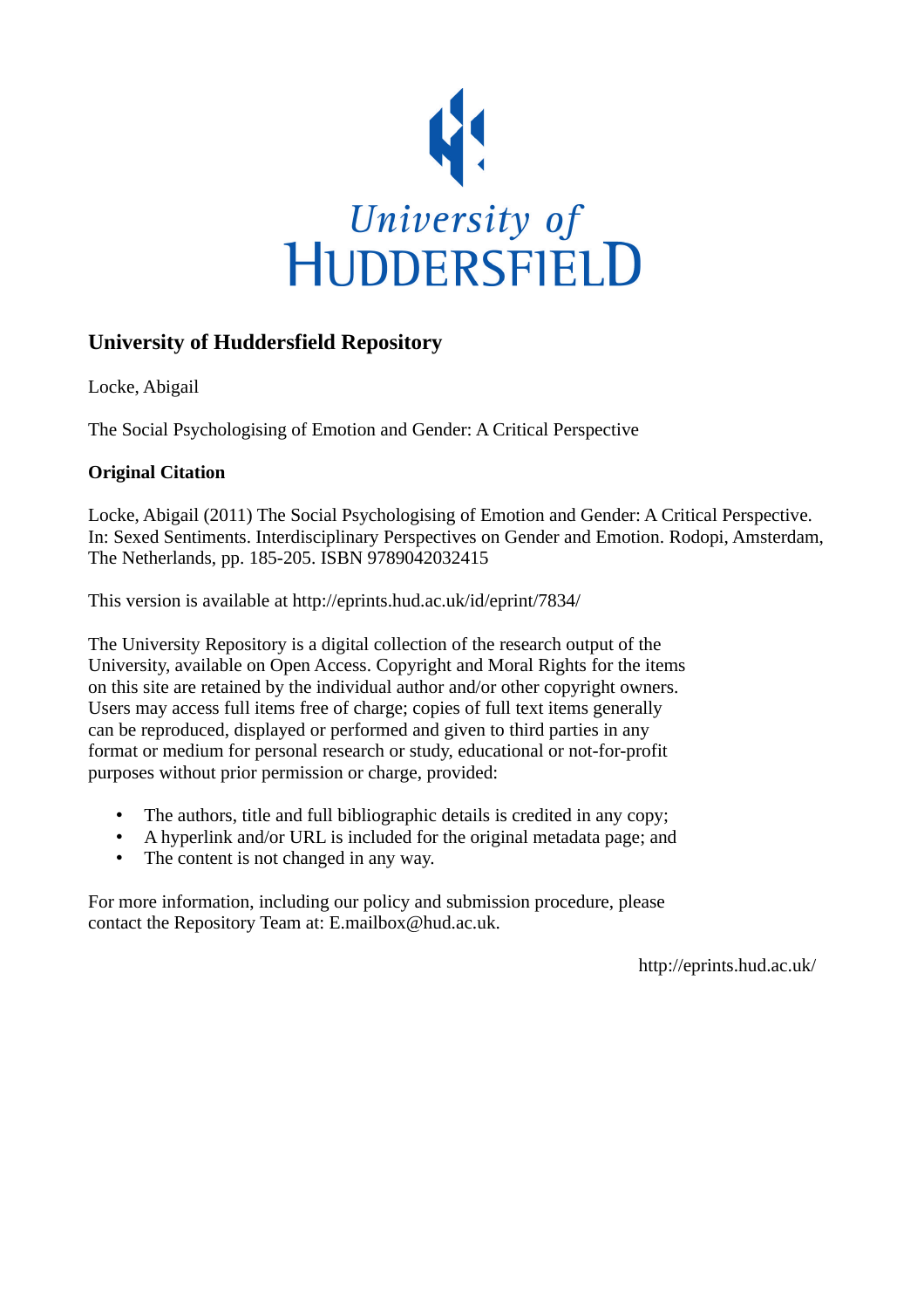University of
HUDDERSFIELD

## University of Huddersfield Repository

Locke, Abigail

The Social Psychologising of Emotion and Gender: A Critical Perspective

### Original Citation

Locke, Abigail (2011) The Social Psychologising of Emotion and Gender: A Critical Perspective. In: Sexed Sentiments. Interdisciplinary Perspectives on Gender and Emotion. Rodopi, Amsterdam, The Netherlands, pp. 185-205. ISBN 9789042032415

This version is available at http://eprints.hud.ac.uk/id/eprint/7834/

The University Repository is a digital collection of the research output of the University, available on Open Access. Copyright and Moral Rights for the items on this site are retained by the individual author and/or other copyright owners. Users may access full items free of charge; copies of full text items generally can be reproduced, displayed or performed and given to third parties in any format or medium for personal research or study, educational or not-for-profit purposes without prior permission or charge, provided:

- The authors, title and full bibliographic details is credited in any copy;
- A hyperlink and/or URL is included for the original metadata page; and
- The content is not changed in any way.

For more information, including our policy and submission procedure, please contact the Repository Team at: E.mailbox@hud.ac.uk.

http://eprints.hud.ac.uk/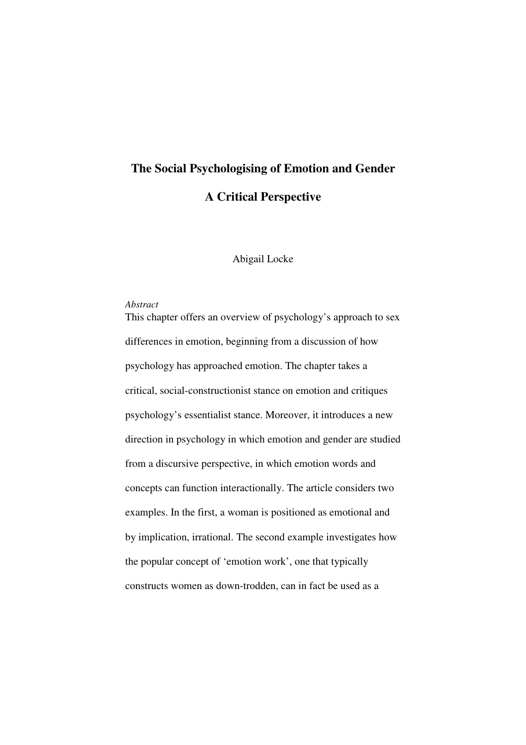# The Social Psychologising of Emotion and Gender

## A Critical Perspective

Abigail Locke

*Abstract*

This chapter offers an overview of psychology's approach to sex differences in emotion, beginning from a discussion of how psychology has approached emotion. The chapter takes a critical, social-constructionist stance on emotion and critiques psychology's essentialist stance. Moreover, it introduces a new direction in psychology in which emotion and gender are studied from a discursive perspective, in which emotion words and concepts can function interactionally. The article considers two examples. In the first, a woman is positioned as emotional and by implication, irrational. The second example investigates how the popular concept of 'emotion work', one that typically constructs women as down-trodden, can in fact be used as a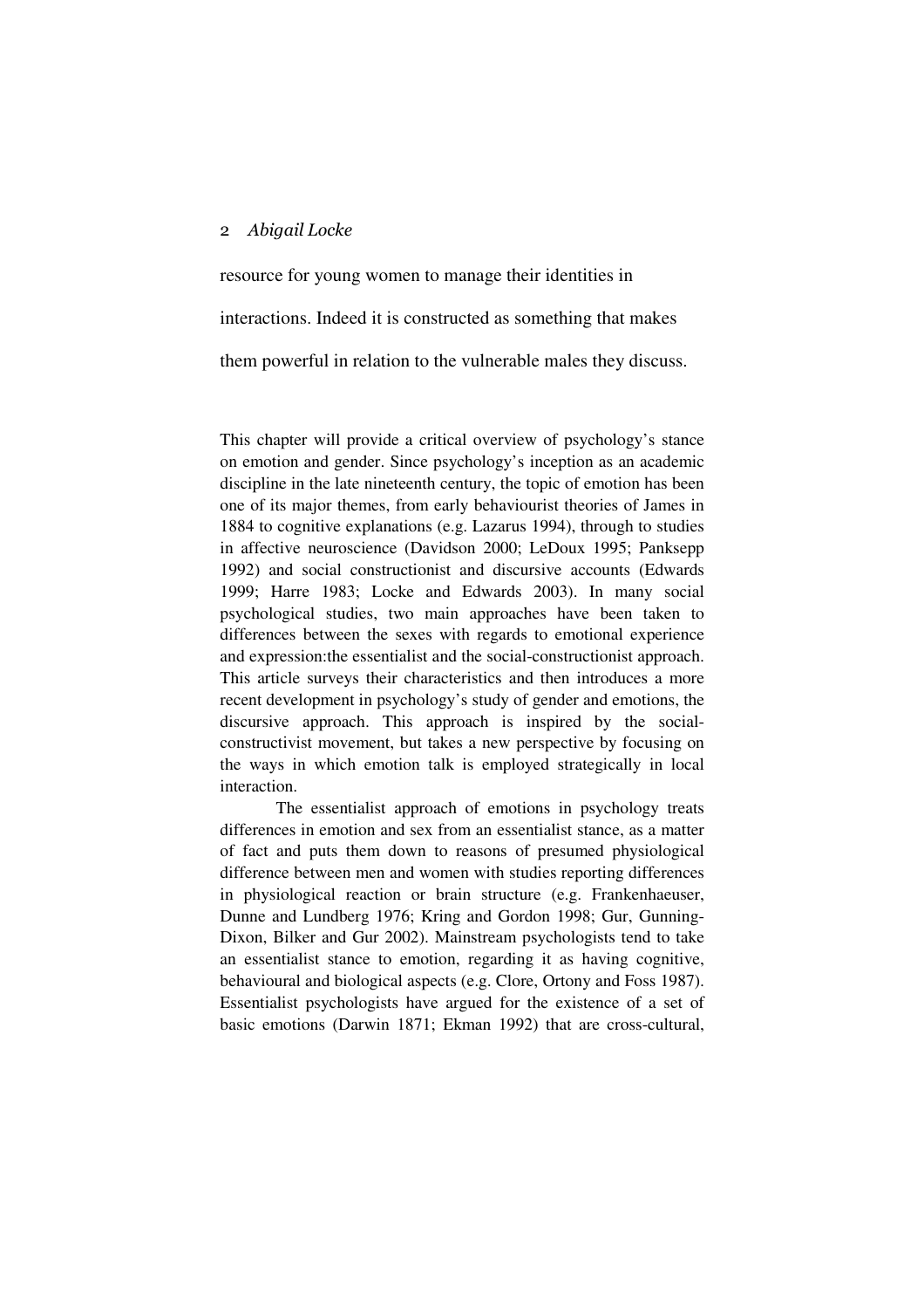resource for young women to manage their identities in

interactions. Indeed it is constructed as something that makes

them powerful in relation to the vulnerable males they discuss.

This chapter will provide a critical overview of psychology's stance on emotion and gender. Since psychology's inception as an academic discipline in the late nineteenth century, the topic of emotion has been one of its major themes, from early behaviourist theories of James in 1884 to cognitive explanations (e.g. Lazarus 1994), through to studies in affective neuroscience (Davidson 2000; LeDoux 1995; Panksepp 1992) and social constructionist and discursive accounts (Edwards 1999; Harre 1983; Locke and Edwards 2003). In many social psychological studies, two main approaches have been taken to differences between the sexes with regards to emotional experience and expression:the essentialist and the social-constructionist approach. This article surveys their characteristics and then introduces a more recent development in psychology's study of gender and emotions, the discursive approach. This approach is inspired by the social-constructivist movement, but takes a new perspective by focusing on the ways in which emotion talk is employed strategically in local interaction.

The essentialist approach of emotions in psychology treats differences in emotion and sex from an essentialist stance, as a matter of fact and puts them down to reasons of presumed physiological difference between men and women with studies reporting differences in physiological reaction or brain structure (e.g. Frankenhaeuser, Dunne and Lundberg 1976; Kring and Gordon 1998; Gur, Gunning-Dixon, Bilker and Gur 2002). Mainstream psychologists tend to take an essentialist stance to emotion, regarding it as having cognitive, behavioural and biological aspects (e.g. Clore, Ortony and Foss 1987). Essentialist psychologists have argued for the existence of a set of basic emotions (Darwin 1871; Ekman 1992) that are cross-cultural,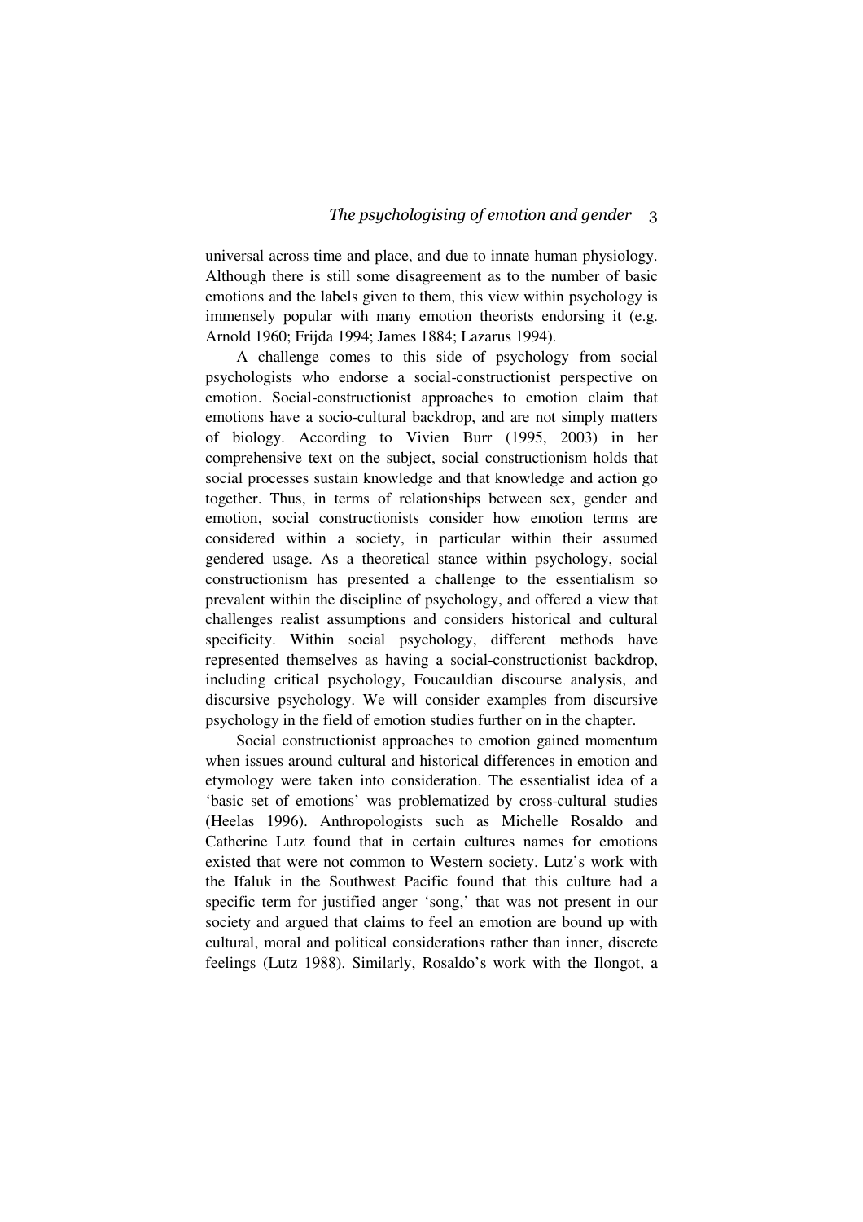universal across time and place, and due to innate human physiology. Although there is still some disagreement as to the number of basic emotions and the labels given to them, this view within psychology is immensely popular with many emotion theorists endorsing it (e.g. Arnold 1960; Frijda 1994; James 1884; Lazarus 1994).

A challenge comes to this side of psychology from social psychologists who endorse a social-constructionist perspective on emotion. Social-constructionist approaches to emotion claim that emotions have a socio-cultural backdrop, and are not simply matters of biology. According to Vivien Burr (1995, 2003) in her comprehensive text on the subject, social constructionism holds that social processes sustain knowledge and that knowledge and action go together. Thus, in terms of relationships between sex, gender and emotion, social constructionists consider how emotion terms are considered within a society, in particular within their assumed gendered usage. As a theoretical stance within psychology, social constructionism has presented a challenge to the essentialism so prevalent within the discipline of psychology, and offered a view that challenges realist assumptions and considers historical and cultural specificity. Within social psychology, different methods have represented themselves as having a social-constructionist backdrop, including critical psychology, Foucauldian discourse analysis, and discursive psychology. We will consider examples from discursive psychology in the field of emotion studies further on in the chapter.

Social constructionist approaches to emotion gained momentum when issues around cultural and historical differences in emotion and etymology were taken into consideration. The essentialist idea of a 'basic set of emotions' was problematized by cross-cultural studies (Heelas 1996). Anthropologists such as Michelle Rosaldo and Catherine Lutz found that in certain cultures names for emotions existed that were not common to Western society. Lutz's work with the Ifaluk in the Southwest Pacific found that this culture had a specific term for justified anger 'song,' that was not present in our society and argued that claims to feel an emotion are bound up with cultural, moral and political considerations rather than inner, discrete feelings (Lutz 1988). Similarly, Rosaldo's work with the Ilongot, a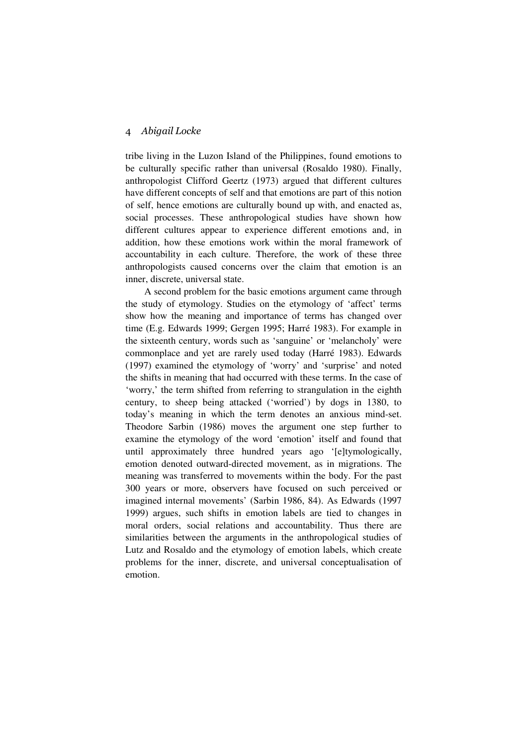tribe living in the Luzon Island of the Philippines, found emotions to be culturally specific rather than universal (Rosaldo 1980). Finally, anthropologist Clifford Geertz (1973) argued that different cultures have different concepts of self and that emotions are part of this notion of self, hence emotions are culturally bound up with, and enacted as, social processes. These anthropological studies have shown how different cultures appear to experience different emotions and, in addition, how these emotions work within the moral framework of accountability in each culture. Therefore, the work of these three anthropologists caused concerns over the claim that emotion is an inner, discrete, universal state.

A second problem for the basic emotions argument came through the study of etymology. Studies on the etymology of 'affect' terms show how the meaning and importance of terms has changed over time (E.g. Edwards 1999; Gergen 1995; Harré 1983). For example in the sixteenth century, words such as 'sanguine' or 'melancholy' were commonplace and yet are rarely used today (Harré 1983). Edwards (1997) examined the etymology of 'worry' and 'surprise' and noted the shifts in meaning that had occurred with these terms. In the case of 'worry,' the term shifted from referring to strangulation in the eighth century, to sheep being attacked ('worried') by dogs in 1380, to today's meaning in which the term denotes an anxious mind-set. Theodore Sarbin (1986) moves the argument one step further to examine the etymology of the word 'emotion' itself and found that until approximately three hundred years ago '[e]tymologically, emotion denoted outward-directed movement, as in migrations. The meaning was transferred to movements within the body. For the past 300 years or more, observers have focused on such perceived or imagined internal movements' (Sarbin 1986, 84). As Edwards (1997 1999) argues, such shifts in emotion labels are tied to changes in moral orders, social relations and accountability. Thus there are similarities between the arguments in the anthropological studies of Lutz and Rosaldo and the etymology of emotion labels, which create problems for the inner, discrete, and universal conceptualisation of emotion.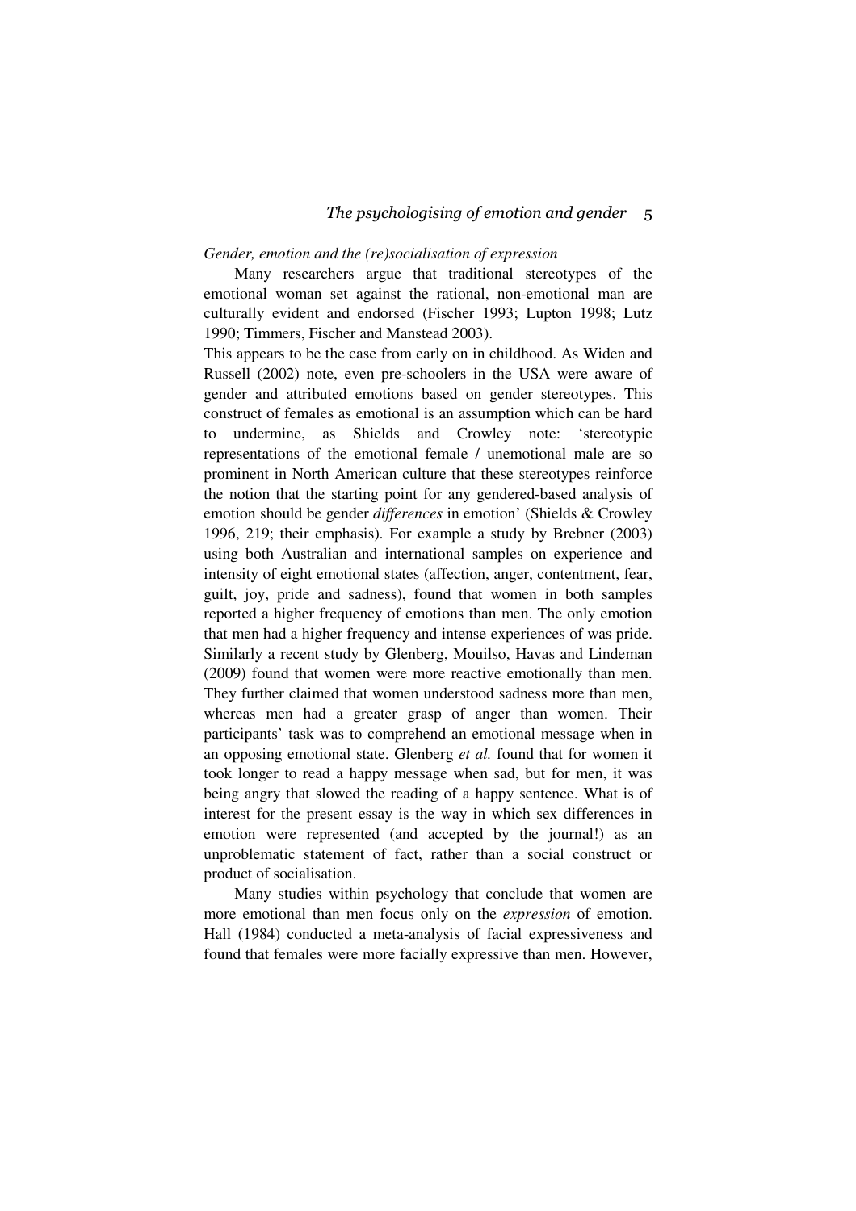*Gender, emotion and the (re)socialisation of expression*

Many researchers argue that traditional stereotypes of the emotional woman set against the rational, non-emotional man are culturally evident and endorsed (Fischer 1993; Lupton 1998; Lutz 1990; Timmers, Fischer and Manstead 2003).

This appears to be the case from early on in childhood. As Widen and Russell (2002) note, even pre-schoolers in the USA were aware of gender and attributed emotions based on gender stereotypes. This construct of females as emotional is an assumption which can be hard to undermine, as Shields and Crowley note: 'stereotypic representations of the emotional female / unemotional male are so prominent in North American culture that these stereotypes reinforce the notion that the starting point for any gendered-based analysis of emotion should be gender *differences* in emotion' (Shields & Crowley 1996, 219; their emphasis). For example a study by Brebner (2003) using both Australian and international samples on experience and intensity of eight emotional states (affection, anger, contentment, fear, guilt, joy, pride and sadness), found that women in both samples reported a higher frequency of emotions than men. The only emotion that men had a higher frequency and intense experiences of was pride. Similarly a recent study by Glenberg, Mouilso, Havas and Lindeman (2009) found that women were more reactive emotionally than men. They further claimed that women understood sadness more than men, whereas men had a greater grasp of anger than women. Their participants' task was to comprehend an emotional message when in an opposing emotional state. Glenberg *et al.* found that for women it took longer to read a happy message when sad, but for men, it was being angry that slowed the reading of a happy sentence. What is of interest for the present essay is the way in which sex differences in emotion were represented (and accepted by the journal!) as an unproblematic statement of fact, rather than a social construct or product of socialisation.

Many studies within psychology that conclude that women are more emotional than men focus only on the *expression* of emotion. Hall (1984) conducted a meta-analysis of facial expressiveness and found that females were more facially expressive than men. However,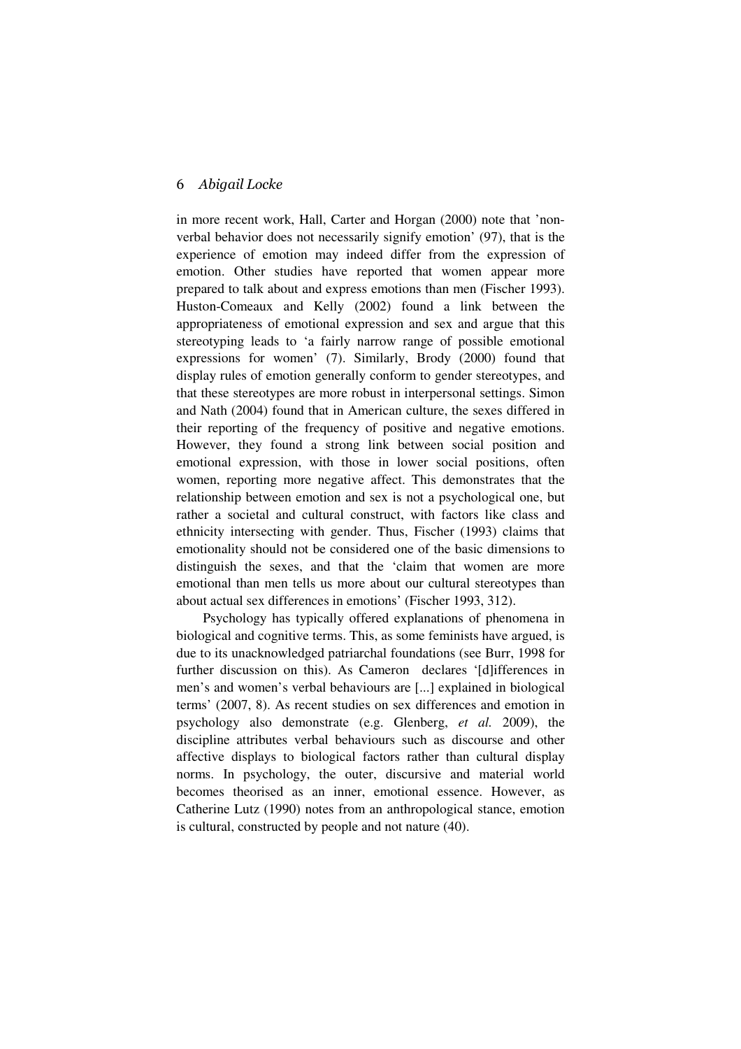in more recent work, Hall, Carter and Horgan (2000) note that 'non-verbal behavior does not necessarily signify emotion' (97), that is the experience of emotion may indeed differ from the expression of emotion. Other studies have reported that women appear more prepared to talk about and express emotions than men (Fischer 1993). Huston-Comeaux and Kelly (2002) found a link between the appropriateness of emotional expression and sex and argue that this stereotyping leads to 'a fairly narrow range of possible emotional expressions for women' (7). Similarly, Brody (2000) found that display rules of emotion generally conform to gender stereotypes, and that these stereotypes are more robust in interpersonal settings. Simon and Nath (2004) found that in American culture, the sexes differed in their reporting of the frequency of positive and negative emotions. However, they found a strong link between social position and emotional expression, with those in lower social positions, often women, reporting more negative affect. This demonstrates that the relationship between emotion and sex is not a psychological one, but rather a societal and cultural construct, with factors like class and ethnicity intersecting with gender. Thus, Fischer (1993) claims that emotionality should not be considered one of the basic dimensions to distinguish the sexes, and that the 'claim that women are more emotional than men tells us more about our cultural stereotypes than about actual sex differences in emotions' (Fischer 1993, 312).

Psychology has typically offered explanations of phenomena in biological and cognitive terms. This, as some feminists have argued, is due to its unacknowledged patriarchal foundations (see Burr, 1998 for further discussion on this). As Cameron declares '[d]ifferences in men's and women's verbal behaviours are [...] explained in biological terms' (2007, 8). As recent studies on sex differences and emotion in psychology also demonstrate (e.g. Glenberg, *et al.* 2009), the discipline attributes verbal behaviours such as discourse and other affective displays to biological factors rather than cultural display norms. In psychology, the outer, discursive and material world becomes theorised as an inner, emotional essence. However, as Catherine Lutz (1990) notes from an anthropological stance, emotion is cultural, constructed by people and not nature (40).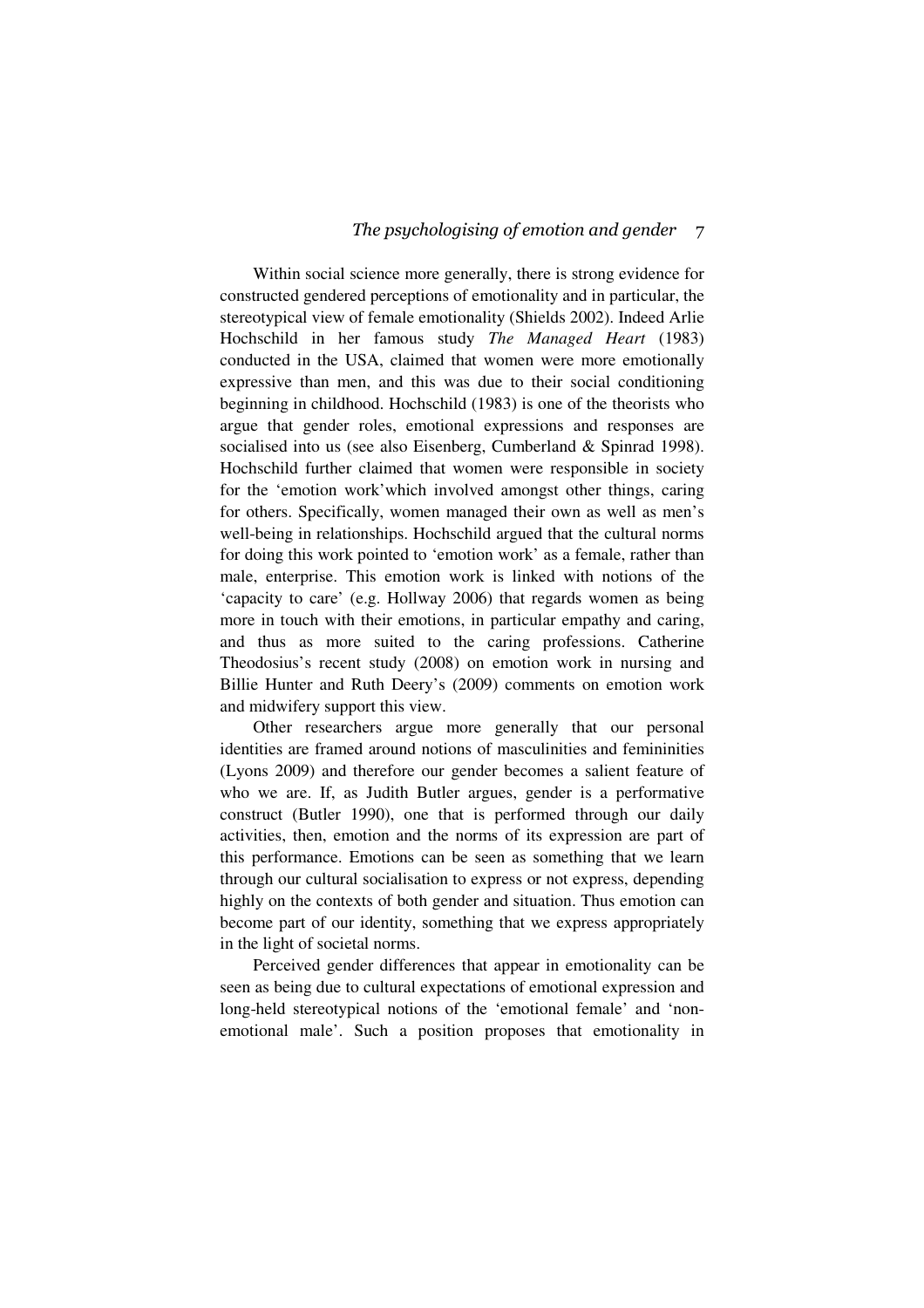Within social science more generally, there is strong evidence for constructed gendered perceptions of emotionality and in particular, the stereotypical view of female emotionality (Shields 2002). Indeed Arlie Hochschild in her famous study *The Managed Heart* (1983) conducted in the USA, claimed that women were more emotionally expressive than men, and this was due to their social conditioning beginning in childhood. Hochschild (1983) is one of the theorists who argue that gender roles, emotional expressions and responses are socialised into us (see also Eisenberg, Cumberland & Spinrad 1998). Hochschild further claimed that women were responsible in society for the 'emotion work'which involved amongst other things, caring for others. Specifically, women managed their own as well as men's well-being in relationships. Hochschild argued that the cultural norms for doing this work pointed to 'emotion work' as a female, rather than male, enterprise. This emotion work is linked with notions of the 'capacity to care' (e.g. Hollway 2006) that regards women as being more in touch with their emotions, in particular empathy and caring, and thus as more suited to the caring professions. Catherine Theodosius's recent study (2008) on emotion work in nursing and Billie Hunter and Ruth Deery's (2009) comments on emotion work and midwifery support this view.

Other researchers argue more generally that our personal identities are framed around notions of masculinities and femininities (Lyons 2009) and therefore our gender becomes a salient feature of who we are. If, as Judith Butler argues, gender is a performative construct (Butler 1990), one that is performed through our daily activities, then, emotion and the norms of its expression are part of this performance. Emotions can be seen as something that we learn through our cultural socialisation to express or not express, depending highly on the contexts of both gender and situation. Thus emotion can become part of our identity, something that we express appropriately in the light of societal norms.

Perceived gender differences that appear in emotionality can be seen as being due to cultural expectations of emotional expression and long-held stereotypical notions of the 'emotional female' and 'non-emotional male'. Such a position proposes that emotionality in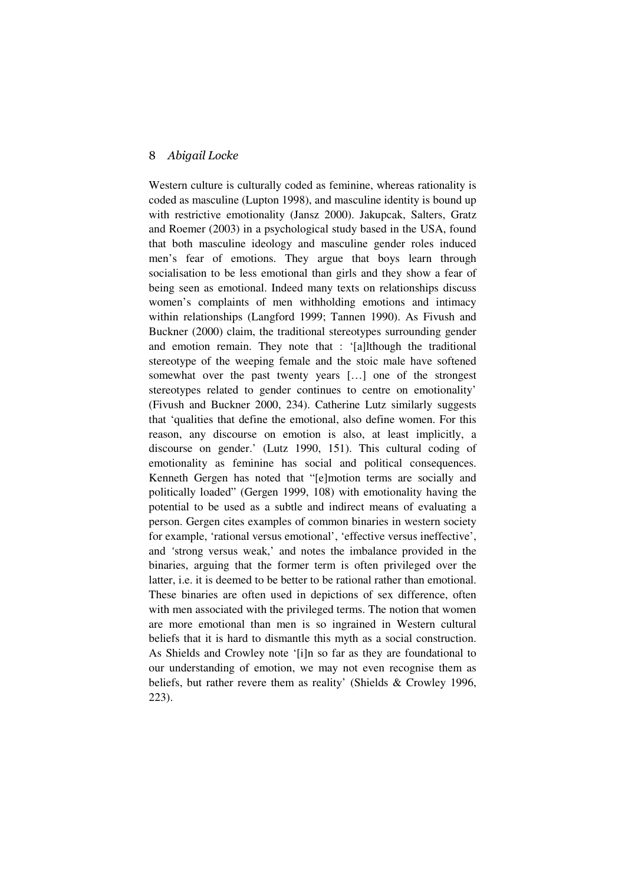Western culture is culturally coded as feminine, whereas rationality is coded as masculine (Lupton 1998), and masculine identity is bound up with restrictive emotionality (Jansz 2000). Jakupcak, Salters, Gratz and Roemer (2003) in a psychological study based in the USA, found that both masculine ideology and masculine gender roles induced men's fear of emotions. They argue that boys learn through socialisation to be less emotional than girls and they show a fear of being seen as emotional. Indeed many texts on relationships discuss women's complaints of men withholding emotions and intimacy within relationships (Langford 1999; Tannen 1990). As Fivush and Buckner (2000) claim, the traditional stereotypes surrounding gender and emotion remain. They note that : '[a]lthough the traditional stereotype of the weeping female and the stoic male have softened somewhat over the past twenty years […] one of the strongest stereotypes related to gender continues to centre on emotionality' (Fivush and Buckner 2000, 234). Catherine Lutz similarly suggests that 'qualities that define the emotional, also define women. For this reason, any discourse on emotion is also, at least implicitly, a discourse on gender.' (Lutz 1990, 151). This cultural coding of emotionality as feminine has social and political consequences. Kenneth Gergen has noted that "[e]motion terms are socially and politically loaded" (Gergen 1999, 108) with emotionality having the potential to be used as a subtle and indirect means of evaluating a person. Gergen cites examples of common binaries in western society for example, 'rational versus emotional', 'effective versus ineffective', and 'strong versus weak,' and notes the imbalance provided in the binaries, arguing that the former term is often privileged over the latter, i.e. it is deemed to be better to be rational rather than emotional. These binaries are often used in depictions of sex difference, often with men associated with the privileged terms. The notion that women are more emotional than men is so ingrained in Western cultural beliefs that it is hard to dismantle this myth as a social construction. As Shields and Crowley note '[i]n so far as they are foundational to our understanding of emotion, we may not even recognise them as beliefs, but rather revere them as reality' (Shields & Crowley 1996, 223).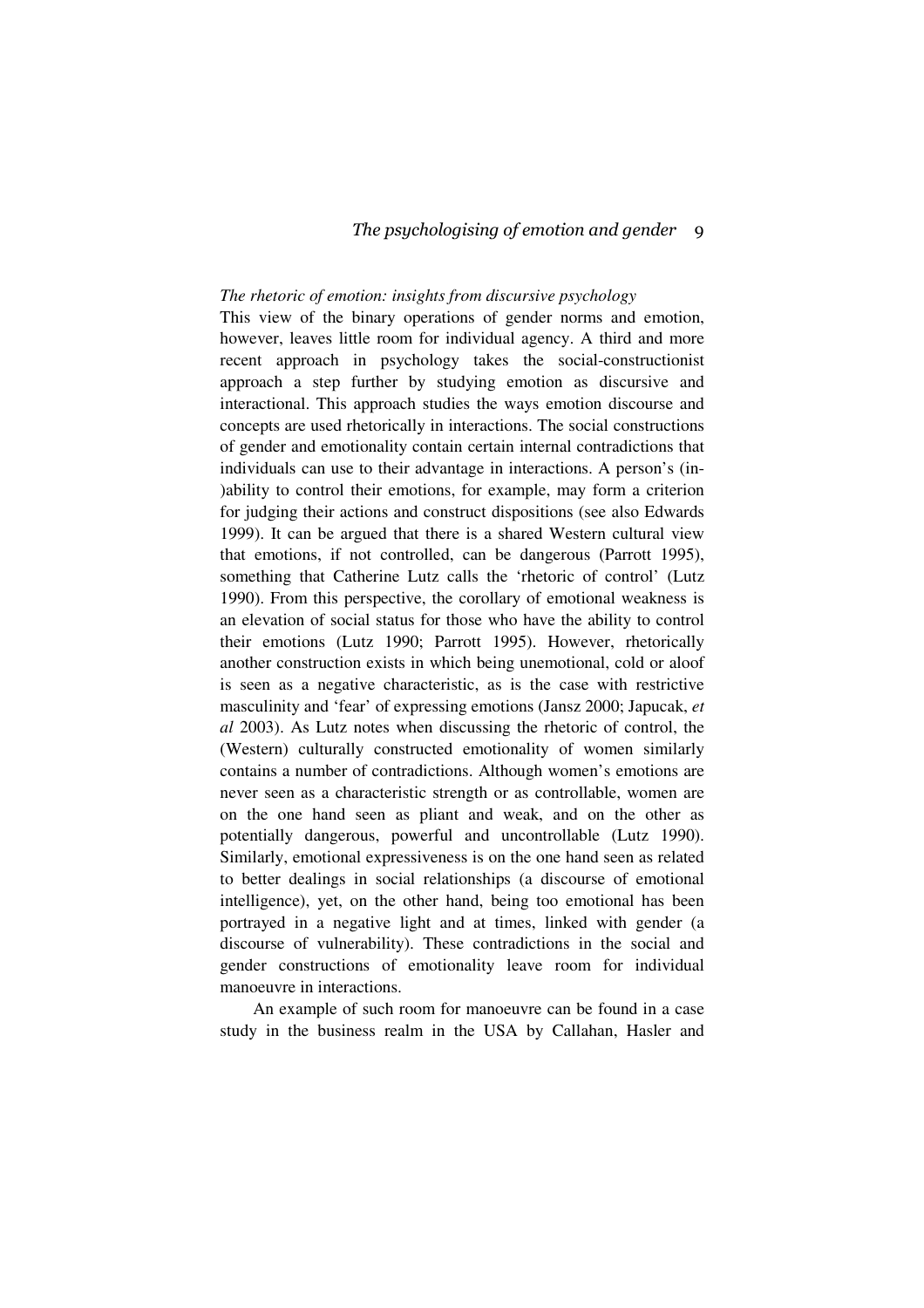*The rhetoric of emotion: insights from discursive psychology*

This view of the binary operations of gender norms and emotion, however, leaves little room for individual agency. A third and more recent approach in psychology takes the social-constructionist approach a step further by studying emotion as discursive and interactional. This approach studies the ways emotion discourse and concepts are used rhetorically in interactions. The social constructions of gender and emotionality contain certain internal contradictions that individuals can use to their advantage in interactions. A person's (in-)ability to control their emotions, for example, may form a criterion for judging their actions and construct dispositions (see also Edwards 1999). It can be argued that there is a shared Western cultural view that emotions, if not controlled, can be dangerous (Parrott 1995), something that Catherine Lutz calls the 'rhetoric of control' (Lutz 1990). From this perspective, the corollary of emotional weakness is an elevation of social status for those who have the ability to control their emotions (Lutz 1990; Parrott 1995). However, rhetorically another construction exists in which being unemotional, cold or aloof is seen as a negative characteristic, as is the case with restrictive masculinity and 'fear' of expressing emotions (Jansz 2000; Japucak, *et al* 2003). As Lutz notes when discussing the rhetoric of control, the (Western) culturally constructed emotionality of women similarly contains a number of contradictions. Although women's emotions are never seen as a characteristic strength or as controllable, women are on the one hand seen as pliant and weak, and on the other as potentially dangerous, powerful and uncontrollable (Lutz 1990). Similarly, emotional expressiveness is on the one hand seen as related to better dealings in social relationships (a discourse of emotional intelligence), yet, on the other hand, being too emotional has been portrayed in a negative light and at times, linked with gender (a discourse of vulnerability). These contradictions in the social and gender constructions of emotionality leave room for individual manoeuvre in interactions.

An example of such room for manoeuvre can be found in a case study in the business realm in the USA by Callahan, Hasler and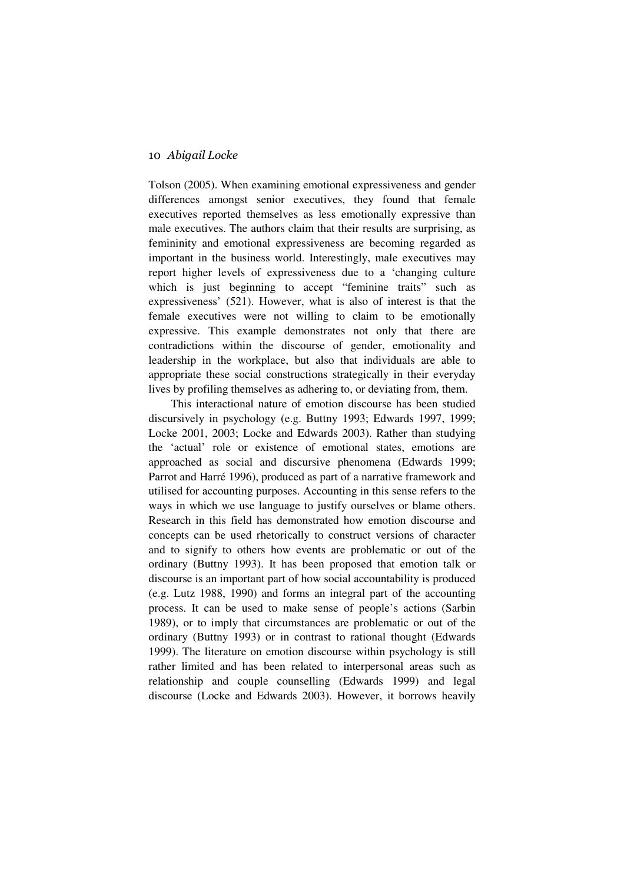Tolson (2005). When examining emotional expressiveness and gender differences amongst senior executives, they found that female executives reported themselves as less emotionally expressive than male executives. The authors claim that their results are surprising, as femininity and emotional expressiveness are becoming regarded as important in the business world. Interestingly, male executives may report higher levels of expressiveness due to a 'changing culture which is just beginning to accept "feminine traits" such as expressiveness' (521). However, what is also of interest is that the female executives were not willing to claim to be emotionally expressive. This example demonstrates not only that there are contradictions within the discourse of gender, emotionality and leadership in the workplace, but also that individuals are able to appropriate these social constructions strategically in their everyday lives by profiling themselves as adhering to, or deviating from, them.

This interactional nature of emotion discourse has been studied discursively in psychology (e.g. Buttny 1993; Edwards 1997, 1999; Locke 2001, 2003; Locke and Edwards 2003). Rather than studying the 'actual' role or existence of emotional states, emotions are approached as social and discursive phenomena (Edwards 1999; Parrot and Harré 1996), produced as part of a narrative framework and utilised for accounting purposes. Accounting in this sense refers to the ways in which we use language to justify ourselves or blame others. Research in this field has demonstrated how emotion discourse and concepts can be used rhetorically to construct versions of character and to signify to others how events are problematic or out of the ordinary (Buttny 1993). It has been proposed that emotion talk or discourse is an important part of how social accountability is produced (e.g. Lutz 1988, 1990) and forms an integral part of the accounting process. It can be used to make sense of people's actions (Sarbin 1989), or to imply that circumstances are problematic or out of the ordinary (Buttny 1993) or in contrast to rational thought (Edwards 1999). The literature on emotion discourse within psychology is still rather limited and has been related to interpersonal areas such as relationship and couple counselling (Edwards 1999) and legal discourse (Locke and Edwards 2003). However, it borrows heavily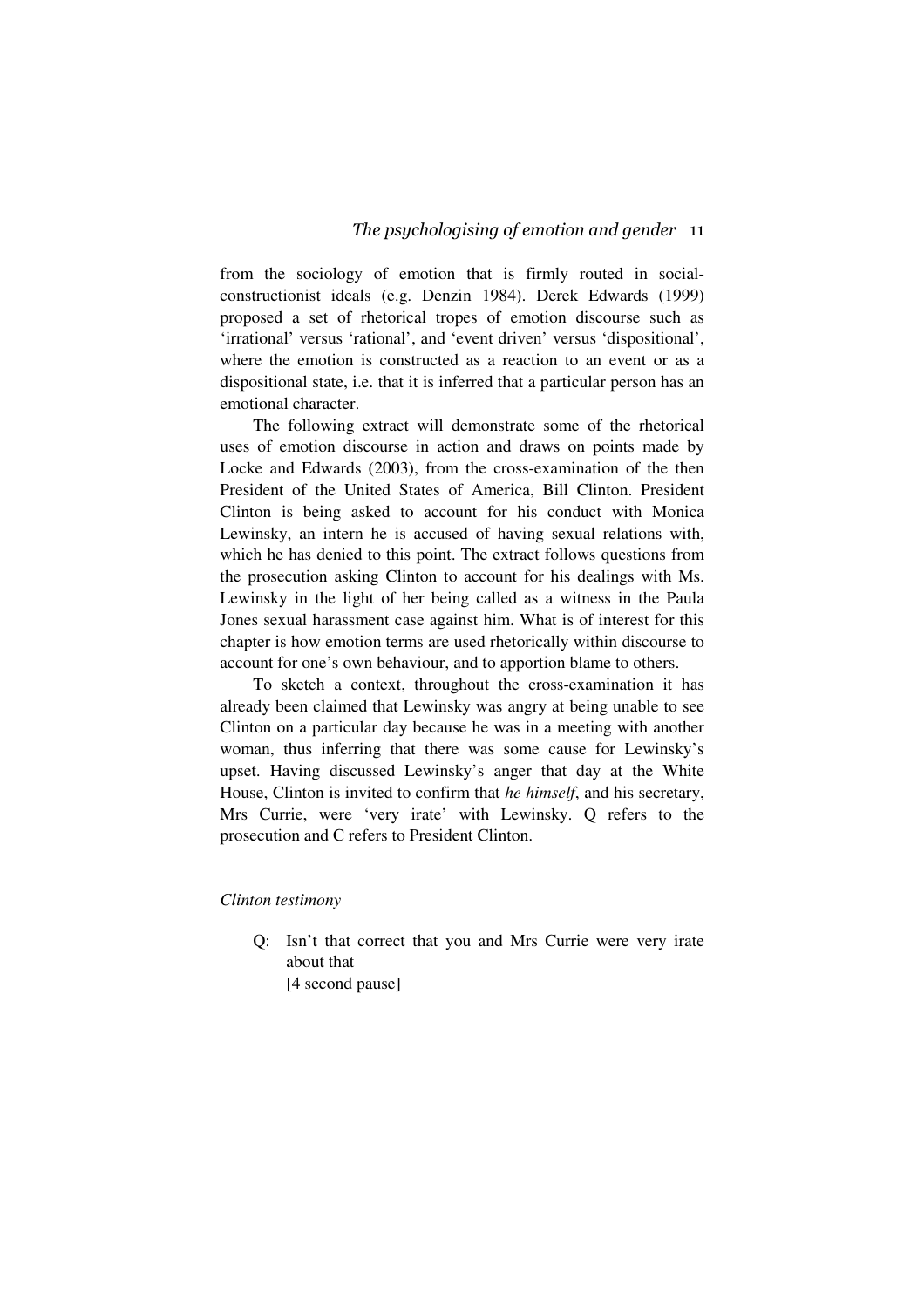from the sociology of emotion that is firmly routed in social-constructionist ideals (e.g. Denzin 1984). Derek Edwards (1999) proposed a set of rhetorical tropes of emotion discourse such as 'irrational' versus 'rational', and 'event driven' versus 'dispositional', where the emotion is constructed as a reaction to an event or as a dispositional state, i.e. that it is inferred that a particular person has an emotional character.

The following extract will demonstrate some of the rhetorical uses of emotion discourse in action and draws on points made by Locke and Edwards (2003), from the cross-examination of the then President of the United States of America, Bill Clinton. President Clinton is being asked to account for his conduct with Monica Lewinsky, an intern he is accused of having sexual relations with, which he has denied to this point. The extract follows questions from the prosecution asking Clinton to account for his dealings with Ms. Lewinsky in the light of her being called as a witness in the Paula Jones sexual harassment case against him. What is of interest for this chapter is how emotion terms are used rhetorically within discourse to account for one's own behaviour, and to apportion blame to others.

To sketch a context, throughout the cross-examination it has already been claimed that Lewinsky was angry at being unable to see Clinton on a particular day because he was in a meeting with another woman, thus inferring that there was some cause for Lewinsky's upset. Having discussed Lewinsky's anger that day at the White House, Clinton is invited to confirm that *he himself*, and his secretary, Mrs Currie, were 'very irate' with Lewinsky. Q refers to the prosecution and C refers to President Clinton.

*Clinton testimony*

Q: Isn't that correct that you and Mrs Currie were very irate about that
[4 second pause]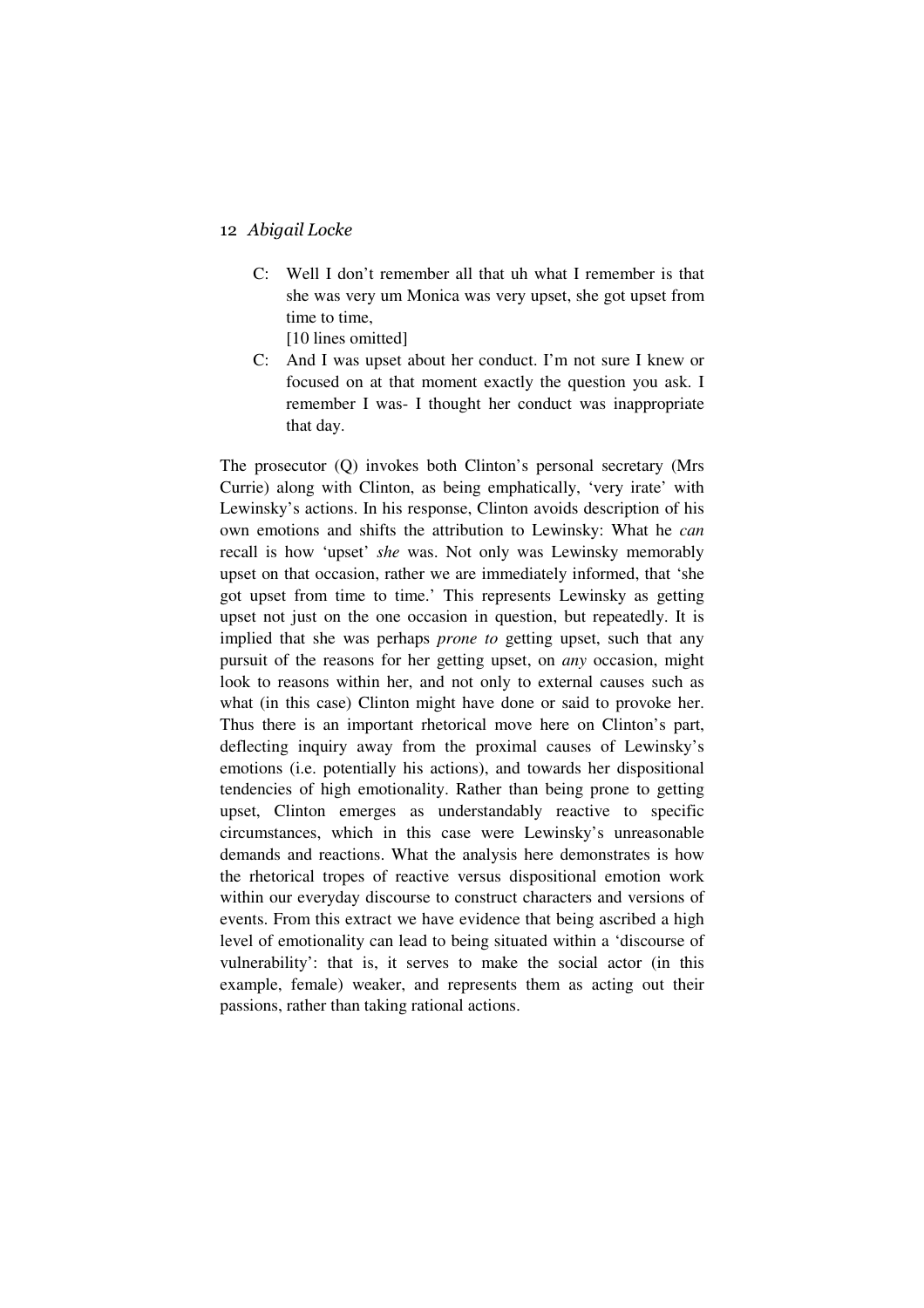C: Well I don't remember all that uh what I remember is that she was very um Monica was very upset, she got upset from time to time,

[10 lines omitted]

C: And I was upset about her conduct. I'm not sure I knew or focused on at that moment exactly the question you ask. I remember I was- I thought her conduct was inappropriate that day.

The prosecutor (Q) invokes both Clinton's personal secretary (Mrs Currie) along with Clinton, as being emphatically, 'very irate' with Lewinsky's actions. In his response, Clinton avoids description of his own emotions and shifts the attribution to Lewinsky: What he *can* recall is how 'upset' *she* was. Not only was Lewinsky memorably upset on that occasion, rather we are immediately informed, that 'she got upset from time to time.' This represents Lewinsky as getting upset not just on the one occasion in question, but repeatedly. It is implied that she was perhaps *prone to* getting upset, such that any pursuit of the reasons for her getting upset, on *any* occasion, might look to reasons within her, and not only to external causes such as what (in this case) Clinton might have done or said to provoke her. Thus there is an important rhetorical move here on Clinton's part, deflecting inquiry away from the proximal causes of Lewinsky's emotions (i.e. potentially his actions), and towards her dispositional tendencies of high emotionality. Rather than being prone to getting upset, Clinton emerges as understandably reactive to specific circumstances, which in this case were Lewinsky's unreasonable demands and reactions. What the analysis here demonstrates is how the rhetorical tropes of reactive versus dispositional emotion work within our everyday discourse to construct characters and versions of events. From this extract we have evidence that being ascribed a high level of emotionality can lead to being situated within a 'discourse of vulnerability': that is, it serves to make the social actor (in this example, female) weaker, and represents them as acting out their passions, rather than taking rational actions.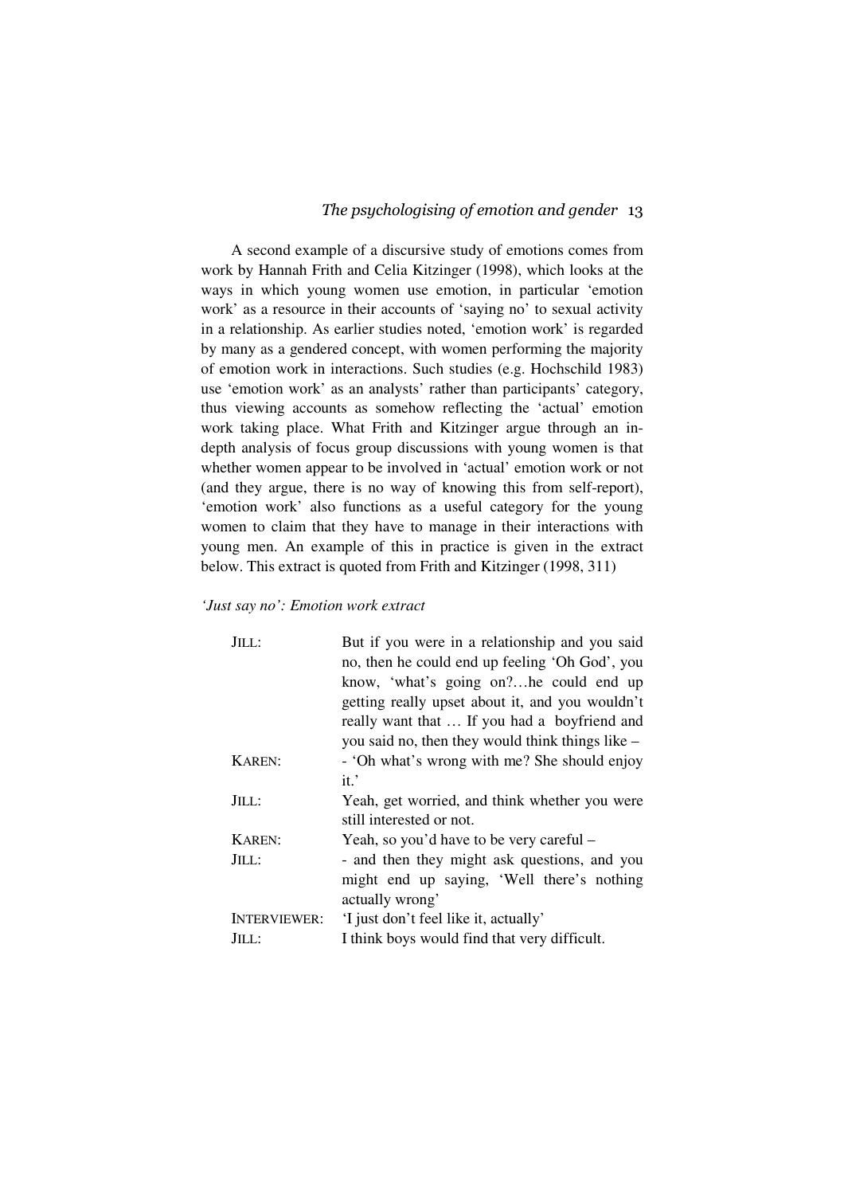A second example of a discursive study of emotions comes from work by Hannah Frith and Celia Kitzinger (1998), which looks at the ways in which young women use emotion, in particular 'emotion work' as a resource in their accounts of 'saying no' to sexual activity in a relationship. As earlier studies noted, 'emotion work' is regarded by many as a gendered concept, with women performing the majority of emotion work in interactions. Such studies (e.g. Hochschild 1983) use 'emotion work' as an analysts' rather than participants' category, thus viewing accounts as somehow reflecting the 'actual' emotion work taking place. What Frith and Kitzinger argue through an in-depth analysis of focus group discussions with young women is that whether women appear to be involved in 'actual' emotion work or not (and they argue, there is no way of knowing this from self-report), 'emotion work' also functions as a useful category for the young women to claim that they have to manage in their interactions with young men. An example of this in practice is given in the extract below. This extract is quoted from Frith and Kitzinger (1998, 311)

*'Just say no': Emotion work extract*

| | |
|---|---|
| JILL: | But if you were in a relationship and you said no, then he could end up feeling 'Oh God', you know, 'what's going on?…he could end up getting really upset about it, and you wouldn't really want that … If you had a boyfriend and you said no, then they would think things like – |
| KAREN: | - 'Oh what's wrong with me? She should enjoy it.' |
| JILL: | Yeah, get worried, and think whether you were still interested or not. |
| KAREN: | Yeah, so you'd have to be very careful – |
| JILL: | - and then they might ask questions, and you might end up saying, 'Well there's nothing actually wrong' |
| INTERVIEWER: | 'I just don't feel like it, actually' |
| JILL: | I think boys would find that very difficult. |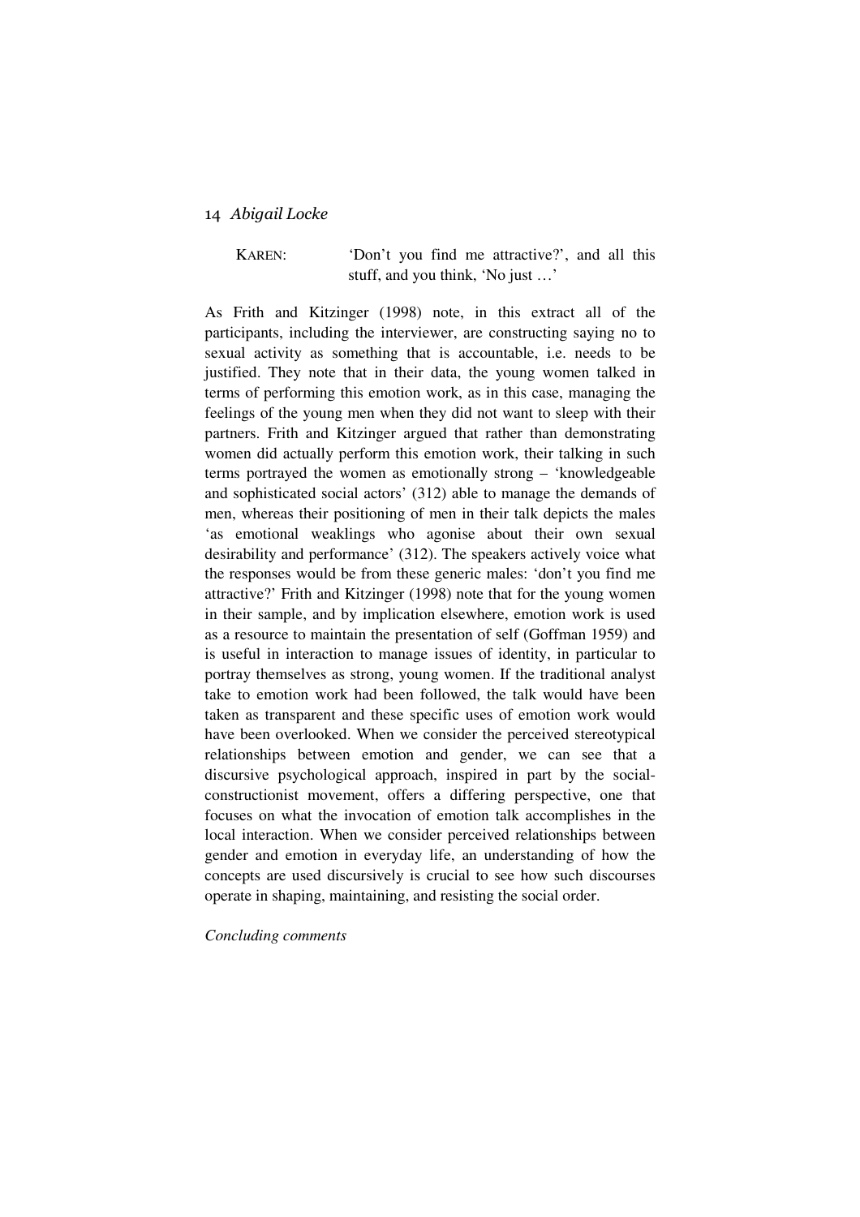KAREN: 'Don't you find me attractive?', and all this stuff, and you think, 'No just …'

As Frith and Kitzinger (1998) note, in this extract all of the participants, including the interviewer, are constructing saying no to sexual activity as something that is accountable, i.e. needs to be justified. They note that in their data, the young women talked in terms of performing this emotion work, as in this case, managing the feelings of the young men when they did not want to sleep with their partners. Frith and Kitzinger argued that rather than demonstrating women did actually perform this emotion work, their talking in such terms portrayed the women as emotionally strong – 'knowledgeable and sophisticated social actors' (312) able to manage the demands of men, whereas their positioning of men in their talk depicts the males 'as emotional weaklings who agonise about their own sexual desirability and performance' (312). The speakers actively voice what the responses would be from these generic males: 'don't you find me attractive?' Frith and Kitzinger (1998) note that for the young women in their sample, and by implication elsewhere, emotion work is used as a resource to maintain the presentation of self (Goffman 1959) and is useful in interaction to manage issues of identity, in particular to portray themselves as strong, young women. If the traditional analyst take to emotion work had been followed, the talk would have been taken as transparent and these specific uses of emotion work would have been overlooked. When we consider the perceived stereotypical relationships between emotion and gender, we can see that a discursive psychological approach, inspired in part by the social-constructionist movement, offers a differing perspective, one that focuses on what the invocation of emotion talk accomplishes in the local interaction. When we consider perceived relationships between gender and emotion in everyday life, an understanding of how the concepts are used discursively is crucial to see how such discourses operate in shaping, maintaining, and resisting the social order.

*Concluding comments*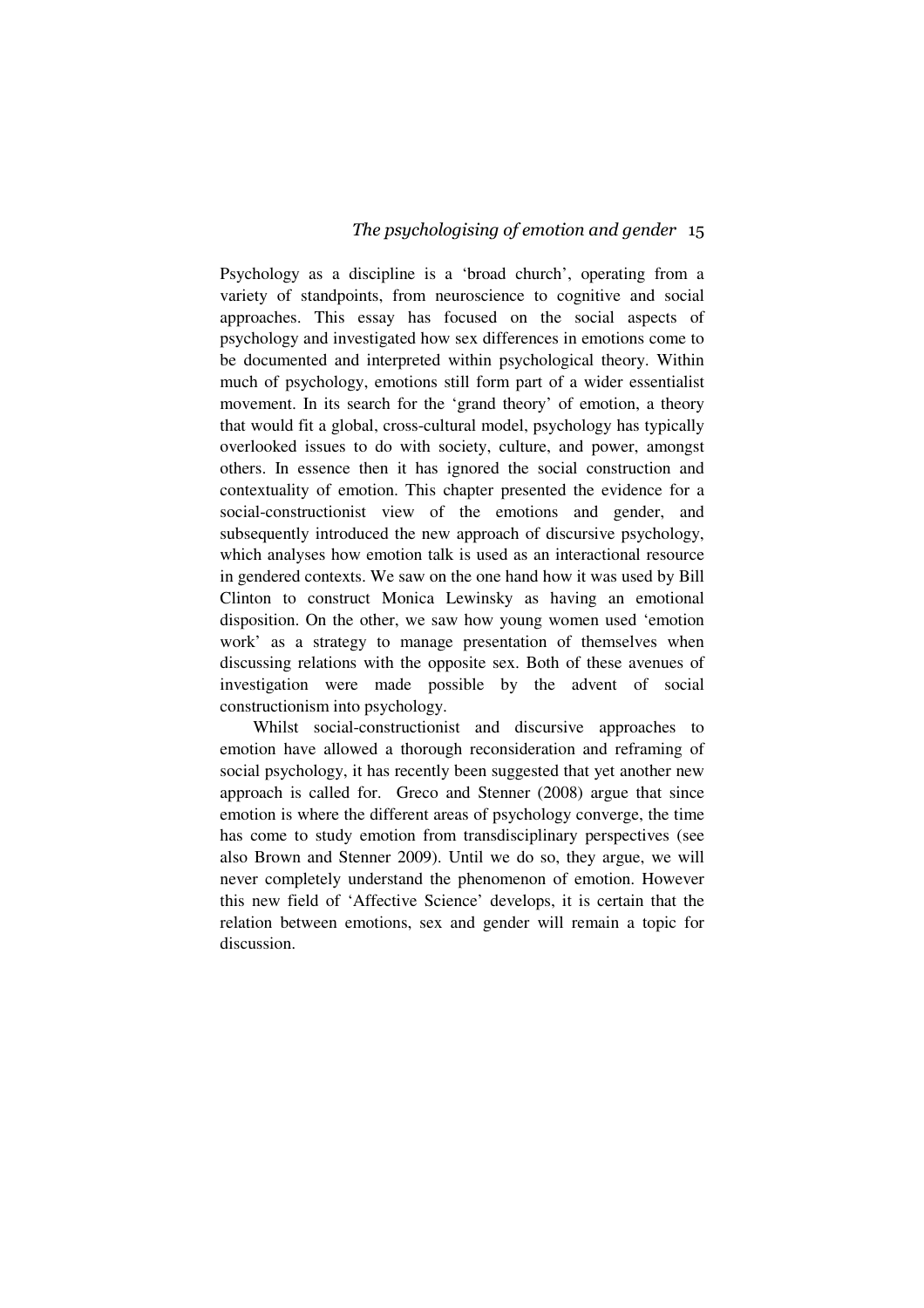Psychology as a discipline is a 'broad church', operating from a variety of standpoints, from neuroscience to cognitive and social approaches. This essay has focused on the social aspects of psychology and investigated how sex differences in emotions come to be documented and interpreted within psychological theory. Within much of psychology, emotions still form part of a wider essentialist movement. In its search for the 'grand theory' of emotion, a theory that would fit a global, cross-cultural model, psychology has typically overlooked issues to do with society, culture, and power, amongst others. In essence then it has ignored the social construction and contextuality of emotion. This chapter presented the evidence for a social-constructionist view of the emotions and gender, and subsequently introduced the new approach of discursive psychology, which analyses how emotion talk is used as an interactional resource in gendered contexts. We saw on the one hand how it was used by Bill Clinton to construct Monica Lewinsky as having an emotional disposition. On the other, we saw how young women used 'emotion work' as a strategy to manage presentation of themselves when discussing relations with the opposite sex. Both of these avenues of investigation were made possible by the advent of social constructionism into psychology.

Whilst social-constructionist and discursive approaches to emotion have allowed a thorough reconsideration and reframing of social psychology, it has recently been suggested that yet another new approach is called for. Greco and Stenner (2008) argue that since emotion is where the different areas of psychology converge, the time has come to study emotion from transdisciplinary perspectives (see also Brown and Stenner 2009). Until we do so, they argue, we will never completely understand the phenomenon of emotion. However this new field of 'Affective Science' develops, it is certain that the relation between emotions, sex and gender will remain a topic for discussion.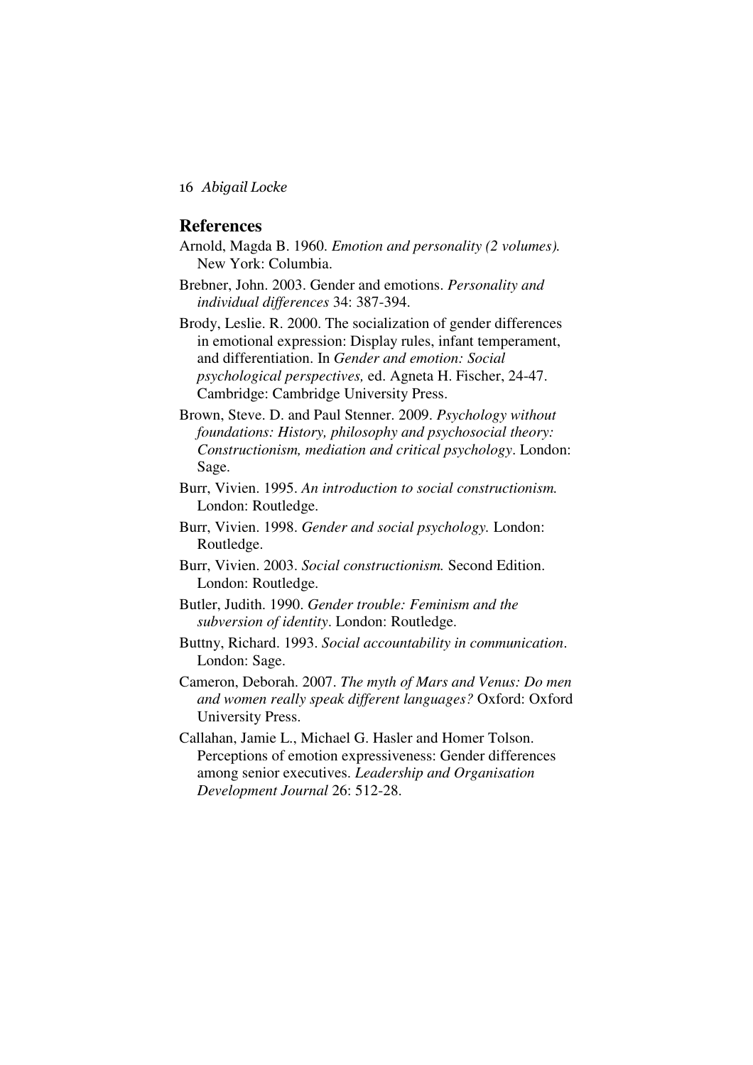## References

Arnold, Magda B. 1960. *Emotion and personality (2 volumes).* New York: Columbia.

Brebner, John. 2003. Gender and emotions. *Personality and individual differences* 34: 387-394.

Brody, Leslie. R. 2000. The socialization of gender differences in emotional expression: Display rules, infant temperament, and differentiation. In *Gender and emotion: Social psychological perspectives,* ed. Agneta H. Fischer, 24-47. Cambridge: Cambridge University Press.

Brown, Steve. D. and Paul Stenner. 2009. *Psychology without foundations: History, philosophy and psychosocial theory: Constructionism, mediation and critical psychology*. London: Sage.

Burr, Vivien. 1995. *An introduction to social constructionism.* London: Routledge.

Burr, Vivien. 1998. *Gender and social psychology.* London: Routledge.

Burr, Vivien. 2003. *Social constructionism.* Second Edition. London: Routledge.

Butler, Judith. 1990. *Gender trouble: Feminism and the subversion of identity*. London: Routledge.

Buttny, Richard. 1993. *Social accountability in communication*. London: Sage.

Cameron, Deborah. 2007. *The myth of Mars and Venus: Do men and women really speak different languages?* Oxford: Oxford University Press.

Callahan, Jamie L., Michael G. Hasler and Homer Tolson. Perceptions of emotion expressiveness: Gender differences among senior executives. *Leadership and Organisation Development Journal* 26: 512-28.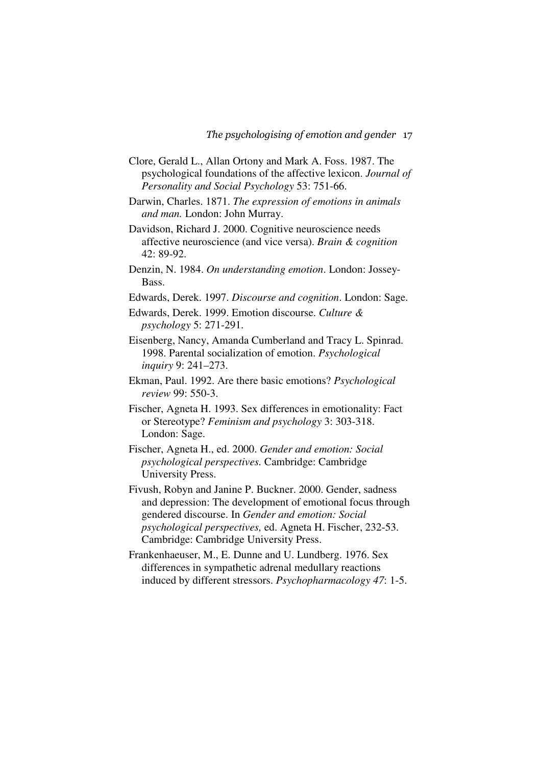Clore, Gerald L., Allan Ortony and Mark A. Foss. 1987. The psychological foundations of the affective lexicon. *Journal of Personality and Social Psychology* 53: 751-66.

Darwin, Charles. 1871. *The expression of emotions in animals and man.* London: John Murray.

Davidson, Richard J. 2000. Cognitive neuroscience needs affective neuroscience (and vice versa). *Brain & cognition* 42: 89-92.

Denzin, N. 1984. *On understanding emotion*. London: Jossey-Bass.

Edwards, Derek. 1997. *Discourse and cognition*. London: Sage.

Edwards, Derek. 1999. Emotion discourse. *Culture & psychology* 5: 271-291.

Eisenberg, Nancy, Amanda Cumberland and Tracy L. Spinrad. 1998. Parental socialization of emotion. *Psychological inquiry* 9: 241–273.

Ekman, Paul. 1992. Are there basic emotions? *Psychological review* 99: 550-3.

Fischer, Agneta H. 1993. Sex differences in emotionality: Fact or Stereotype? *Feminism and psychology* 3: 303-318. London: Sage.

Fischer, Agneta H., ed. 2000. *Gender and emotion: Social psychological perspectives.* Cambridge: Cambridge University Press.

Fivush, Robyn and Janine P. Buckner. 2000. Gender, sadness and depression: The development of emotional focus through gendered discourse. In *Gender and emotion: Social psychological perspectives,* ed. Agneta H. Fischer, 232-53. Cambridge: Cambridge University Press.

Frankenhaeuser, M., E. Dunne and U. Lundberg. 1976. Sex differences in sympathetic adrenal medullary reactions induced by different stressors. *Psychopharmacology 47*: 1-5.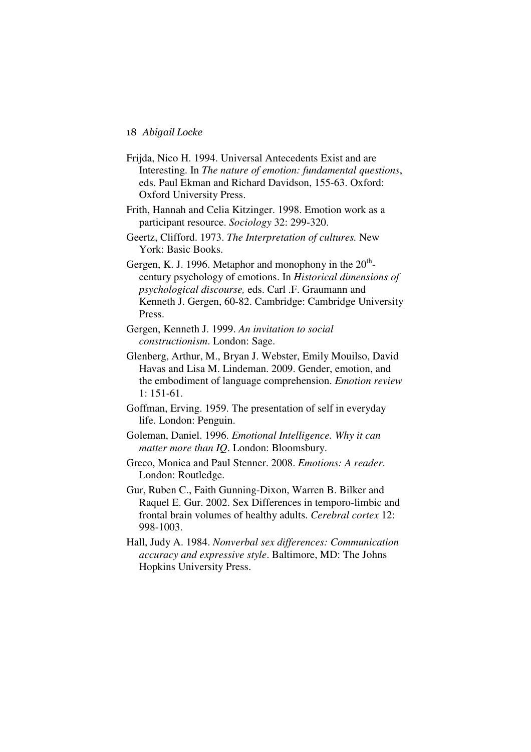Frijda, Nico H. 1994. Universal Antecedents Exist and are Interesting. In *The nature of emotion: fundamental questions*, eds. Paul Ekman and Richard Davidson, 155-63. Oxford: Oxford University Press.

Frith, Hannah and Celia Kitzinger. 1998. Emotion work as a participant resource. *Sociology* 32: 299-320.

Geertz, Clifford. 1973. *The Interpretation of cultures.* New York: Basic Books.

Gergen, K. J. 1996. Metaphor and monophony in the 20th-century psychology of emotions. In *Historical dimensions of psychological discourse,* eds. Carl .F. Graumann and Kenneth J. Gergen, 60-82. Cambridge: Cambridge University Press.

Gergen, Kenneth J. 1999. *An invitation to social constructionism*. London: Sage.

Glenberg, Arthur, M., Bryan J. Webster, Emily Mouilso, David Havas and Lisa M. Lindeman. 2009. Gender, emotion, and the embodiment of language comprehension. *Emotion review* 1: 151-61.

Goffman, Erving. 1959. The presentation of self in everyday life. London: Penguin.

Goleman, Daniel. 1996. *Emotional Intelligence. Why it can matter more than IQ*. London: Bloomsbury.

Greco, Monica and Paul Stenner. 2008. *Emotions: A reader*. London: Routledge.

Gur, Ruben C., Faith Gunning-Dixon, Warren B. Bilker and Raquel E. Gur. 2002. Sex Differences in temporo-limbic and frontal brain volumes of healthy adults. *Cerebral cortex* 12: 998-1003.

Hall, Judy A. 1984. *Nonverbal sex differences: Communication accuracy and expressive style*. Baltimore, MD: The Johns Hopkins University Press.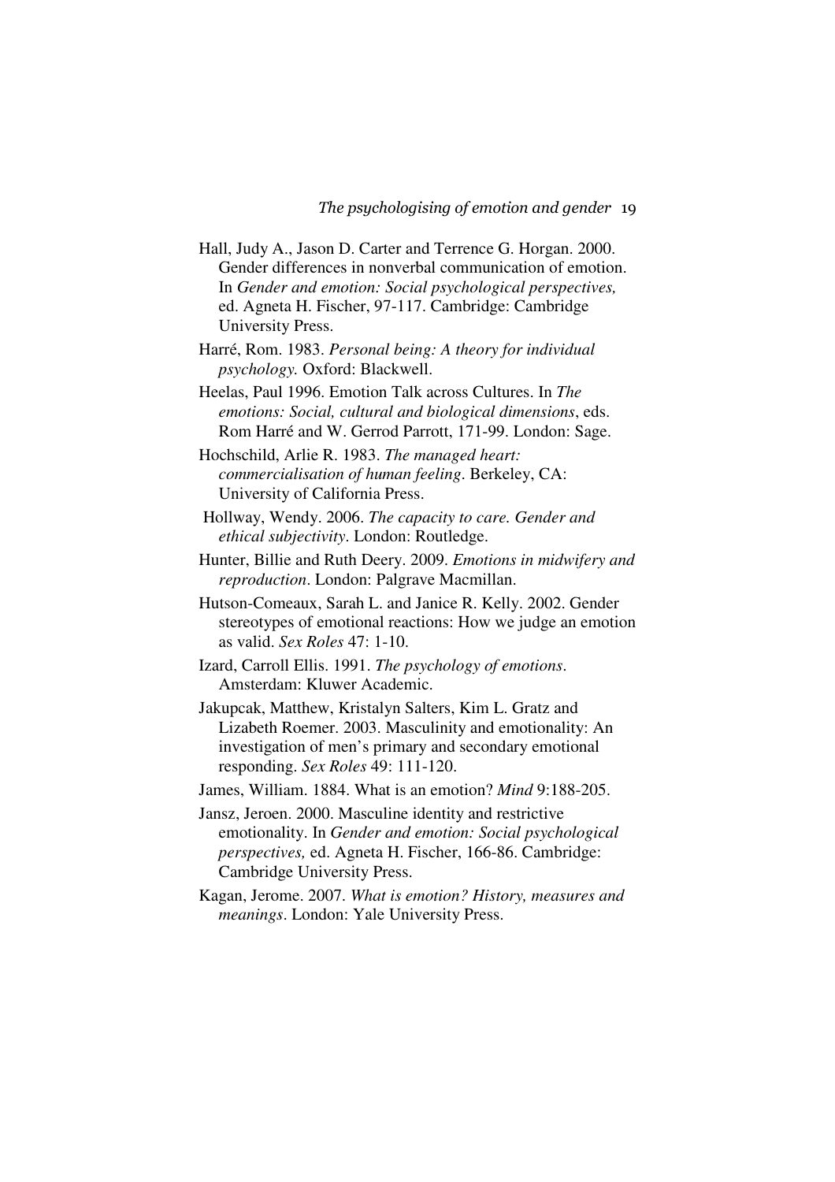Hall, Judy A., Jason D. Carter and Terrence G. Horgan. 2000. Gender differences in nonverbal communication of emotion. In *Gender and emotion: Social psychological perspectives,* ed. Agneta H. Fischer, 97-117. Cambridge: Cambridge University Press.

Harré, Rom. 1983. *Personal being: A theory for individual psychology.* Oxford: Blackwell.

Heelas, Paul 1996. Emotion Talk across Cultures. In *The emotions: Social, cultural and biological dimensions*, eds. Rom Harré and W. Gerrod Parrott, 171-99. London: Sage.

Hochschild, Arlie R. 1983. *The managed heart: commercialisation of human feeling*. Berkeley, CA: University of California Press.

Hollway, Wendy. 2006. *The capacity to care. Gender and ethical subjectivity*. London: Routledge.

Hunter, Billie and Ruth Deery. 2009. *Emotions in midwifery and reproduction*. London: Palgrave Macmillan.

Hutson-Comeaux, Sarah L. and Janice R. Kelly. 2002. Gender stereotypes of emotional reactions: How we judge an emotion as valid. *Sex Roles* 47: 1-10.

Izard, Carroll Ellis. 1991. *The psychology of emotions*. Amsterdam: Kluwer Academic.

Jakupcak, Matthew, Kristalyn Salters, Kim L. Gratz and Lizabeth Roemer. 2003. Masculinity and emotionality: An investigation of men's primary and secondary emotional responding. *Sex Roles* 49: 111-120.

James, William. 1884. What is an emotion? *Mind* 9:188-205.

Jansz, Jeroen. 2000. Masculine identity and restrictive emotionality. In *Gender and emotion: Social psychological perspectives,* ed. Agneta H. Fischer, 166-86. Cambridge: Cambridge University Press.

Kagan, Jerome. 2007. *What is emotion? History, measures and meanings*. London: Yale University Press.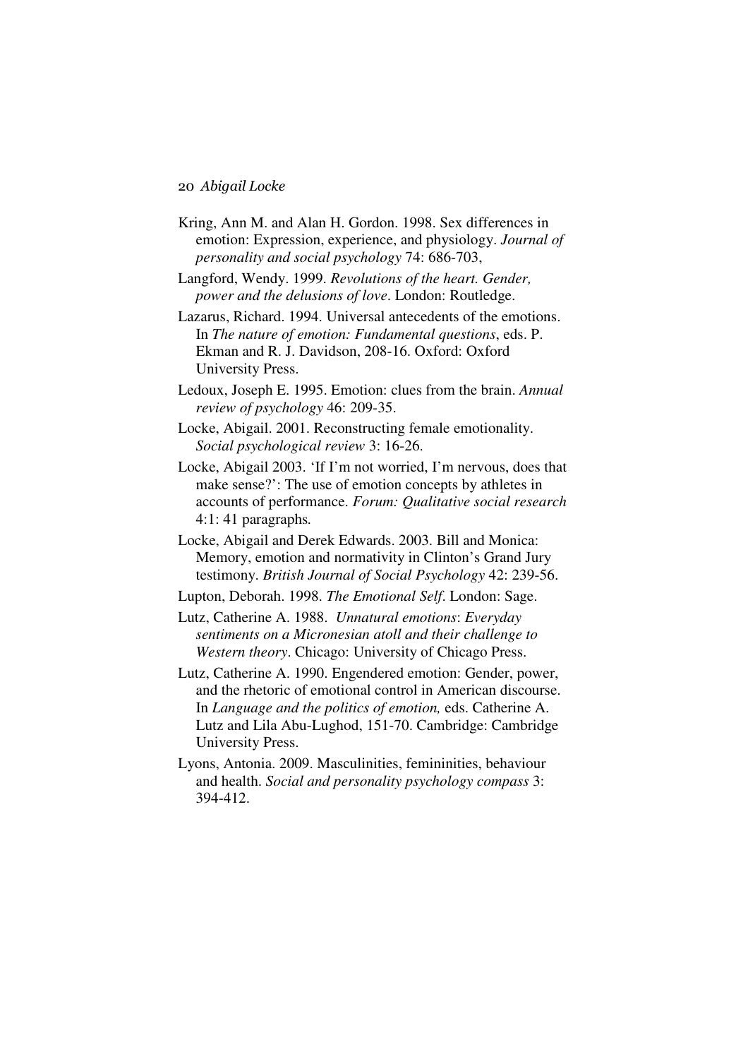Kring, Ann M. and Alan H. Gordon. 1998. Sex differences in emotion: Expression, experience, and physiology. *Journal of personality and social psychology* 74: 686-703,

Langford, Wendy. 1999. *Revolutions of the heart. Gender, power and the delusions of love*. London: Routledge.

Lazarus, Richard. 1994. Universal antecedents of the emotions. In *The nature of emotion: Fundamental questions*, eds. P. Ekman and R. J. Davidson, 208-16. Oxford: Oxford University Press.

Ledoux, Joseph E. 1995. Emotion: clues from the brain. *Annual review of psychology* 46: 209-35.

Locke, Abigail. 2001. Reconstructing female emotionality. *Social psychological review* 3: 16-26.

Locke, Abigail 2003. 'If I'm not worried, I'm nervous, does that make sense?': The use of emotion concepts by athletes in accounts of performance. *Forum: Qualitative social research* 4:1: 41 paragraphs.

Locke, Abigail and Derek Edwards. 2003. Bill and Monica: Memory, emotion and normativity in Clinton's Grand Jury testimony. *British Journal of Social Psychology* 42: 239-56.

Lupton, Deborah. 1998. *The Emotional Self*. London: Sage.

Lutz, Catherine A. 1988. *Unnatural emotions*: *Everyday sentiments on a Micronesian atoll and their challenge to Western theory*. Chicago: University of Chicago Press.

Lutz, Catherine A. 1990. Engendered emotion: Gender, power, and the rhetoric of emotional control in American discourse. In *Language and the politics of emotion,* eds. Catherine A. Lutz and Lila Abu-Lughod, 151-70. Cambridge: Cambridge University Press.

Lyons, Antonia. 2009. Masculinities, femininities, behaviour and health. *Social and personality psychology compass* 3: 394-412.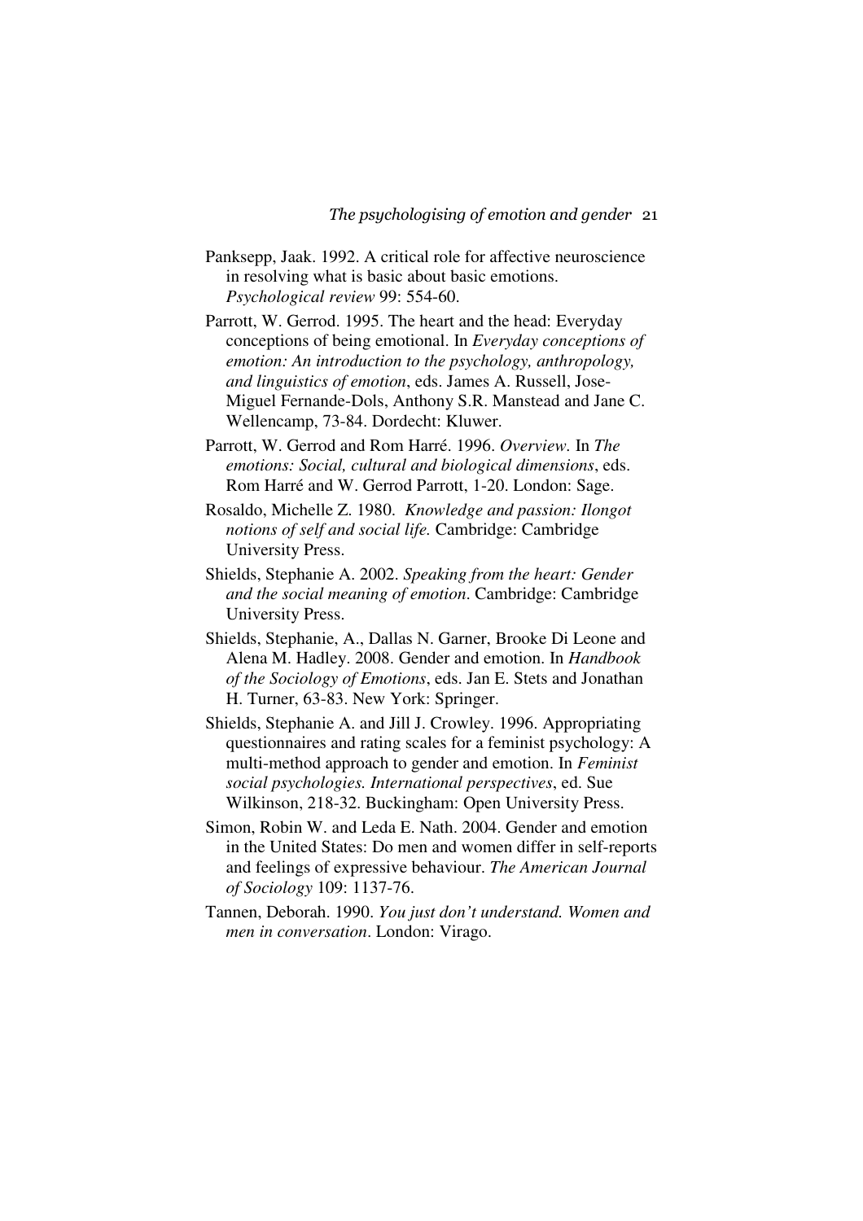Panksepp, Jaak. 1992. A critical role for affective neuroscience in resolving what is basic about basic emotions. *Psychological review* 99: 554-60.

Parrott, W. Gerrod. 1995. The heart and the head: Everyday conceptions of being emotional. In *Everyday conceptions of emotion: An introduction to the psychology, anthropology, and linguistics of emotion*, eds. James A. Russell, Jose-Miguel Fernande-Dols, Anthony S.R. Manstead and Jane C. Wellencamp, 73-84. Dordecht: Kluwer.

Parrott, W. Gerrod and Rom Harré. 1996. *Overview*. In *The emotions: Social, cultural and biological dimensions*, eds. Rom Harré and W. Gerrod Parrott, 1-20. London: Sage.

Rosaldo, Michelle Z. 1980. *Knowledge and passion: Ilongot notions of self and social life.* Cambridge: Cambridge University Press.

Shields, Stephanie A. 2002. *Speaking from the heart: Gender and the social meaning of emotion*. Cambridge: Cambridge University Press.

Shields, Stephanie, A., Dallas N. Garner, Brooke Di Leone and Alena M. Hadley. 2008. Gender and emotion. In *Handbook of the Sociology of Emotions*, eds. Jan E. Stets and Jonathan H. Turner, 63-83. New York: Springer.

Shields, Stephanie A. and Jill J. Crowley. 1996. Appropriating questionnaires and rating scales for a feminist psychology: A multi-method approach to gender and emotion. In *Feminist social psychologies. International perspectives*, ed. Sue Wilkinson, 218-32. Buckingham: Open University Press.

Simon, Robin W. and Leda E. Nath. 2004. Gender and emotion in the United States: Do men and women differ in self-reports and feelings of expressive behaviour. *The American Journal of Sociology* 109: 1137-76.

Tannen, Deborah. 1990. *You just don't understand. Women and men in conversation*. London: Virago.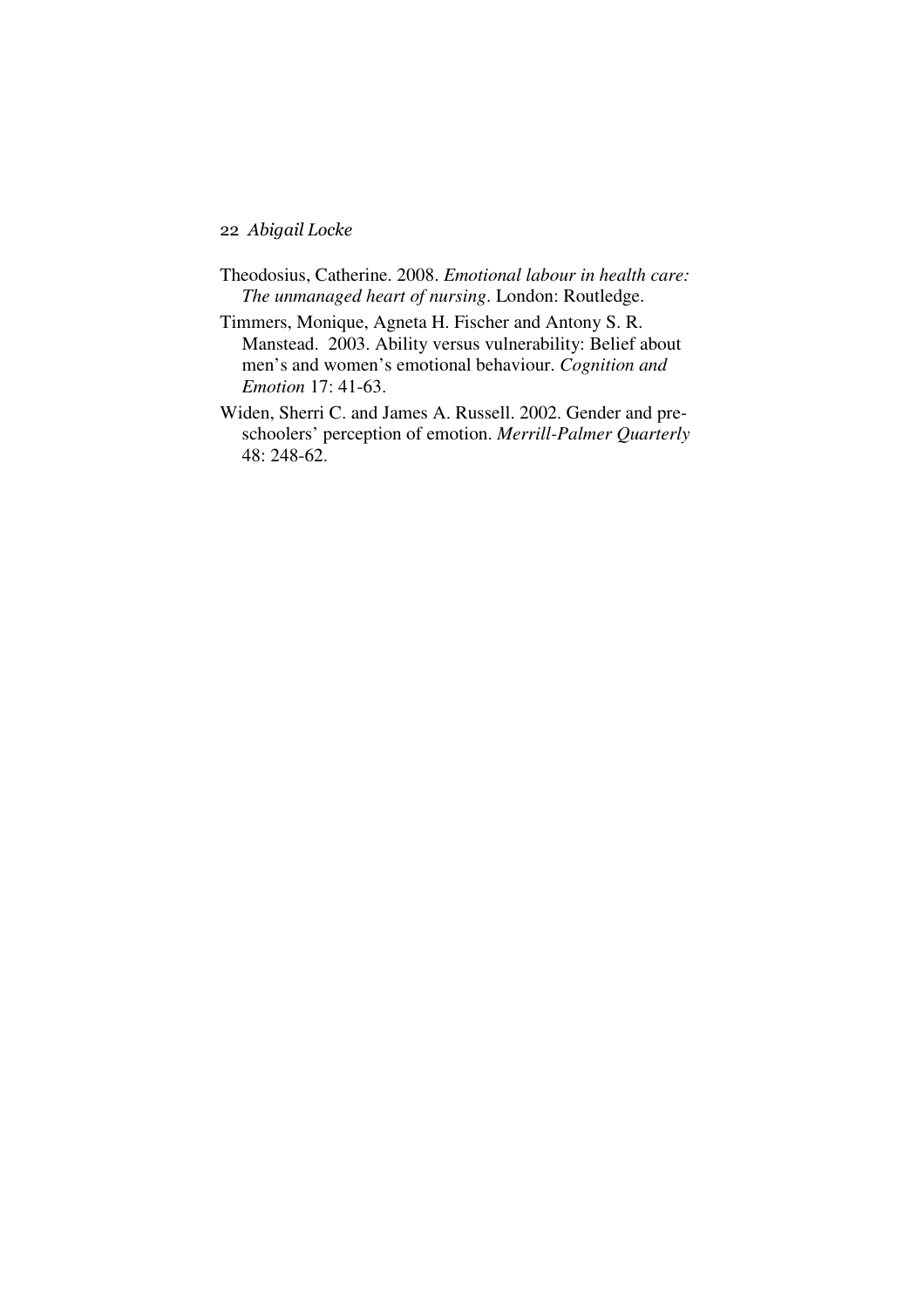Theodosius, Catherine. 2008. *Emotional labour in health care: The unmanaged heart of nursing*. London: Routledge.

Timmers, Monique, Agneta H. Fischer and Antony S. R. Manstead. 2003. Ability versus vulnerability: Belief about men's and women's emotional behaviour. *Cognition and Emotion* 17: 41-63.

Widen, Sherri C. and James A. Russell. 2002. Gender and preschoolers' perception of emotion. *Merrill-Palmer Quarterly* 48: 248-62.